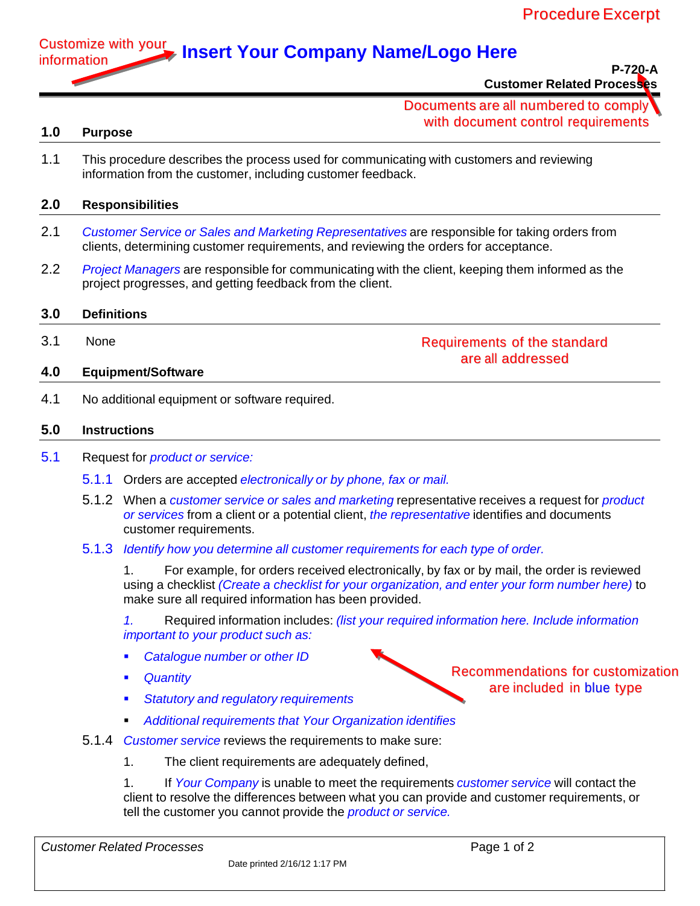Procedure Excerpt

Customize with your information

# Insert Your Company Name/Logo Here

**P-720-A**
**Customer Related Processes**

Documents are all numbered to comply with document control requirements

## 1.0 Purpose

1.1 This procedure describes the process used for communicating with customers and reviewing information from the customer, including customer feedback.

## 2.0 Responsibilities

2.1 *Customer Service or Sales and Marketing Representatives* are responsible for taking orders from clients, determining customer requirements, and reviewing the orders for acceptance.

2.2 *Project Managers* are responsible for communicating with the client, keeping them informed as the project progresses, and getting feedback from the client.

## 3.0 Definitions

3.1 None

Requirements of the standard are all addressed

## 4.0 Equipment/Software

4.1 No additional equipment or software required.

## 5.0 Instructions

5.1 Request for *product or service:*

5.1.1 Orders are accepted *electronically or by phone, fax or mail.*

5.1.2 When a *customer service or sales and marketing* representative receives a request for *product or services* from a client or a potential client, *the representative* identifies and documents customer requirements.

5.1.3 *Identify how you determine all customer requirements for each type of order.*

1. For example, for orders received electronically, by fax or by mail, the order is reviewed using a checklist *(Create a checklist for your organization, and enter your form number here)* to make sure all required information has been provided.

*1.* Required information includes: *(list your required information here. Include information important to your product such as:*

- *Catalogue number or other ID*
- *Quantity*
- *Statutory and regulatory requirements*
- *Additional requirements that Your Organization identifies*

Recommendations for customization are included in blue type

5.1.4 *Customer service* reviews the requirements to make sure:

1. The client requirements are adequately defined,

1. If *Your Company* is unable to meet the requirements *customer service* will contact the client to resolve the differences between what you can provide and customer requirements, or tell the customer you cannot provide the *product or service.*

Date printed 2/16/12 1:17 PM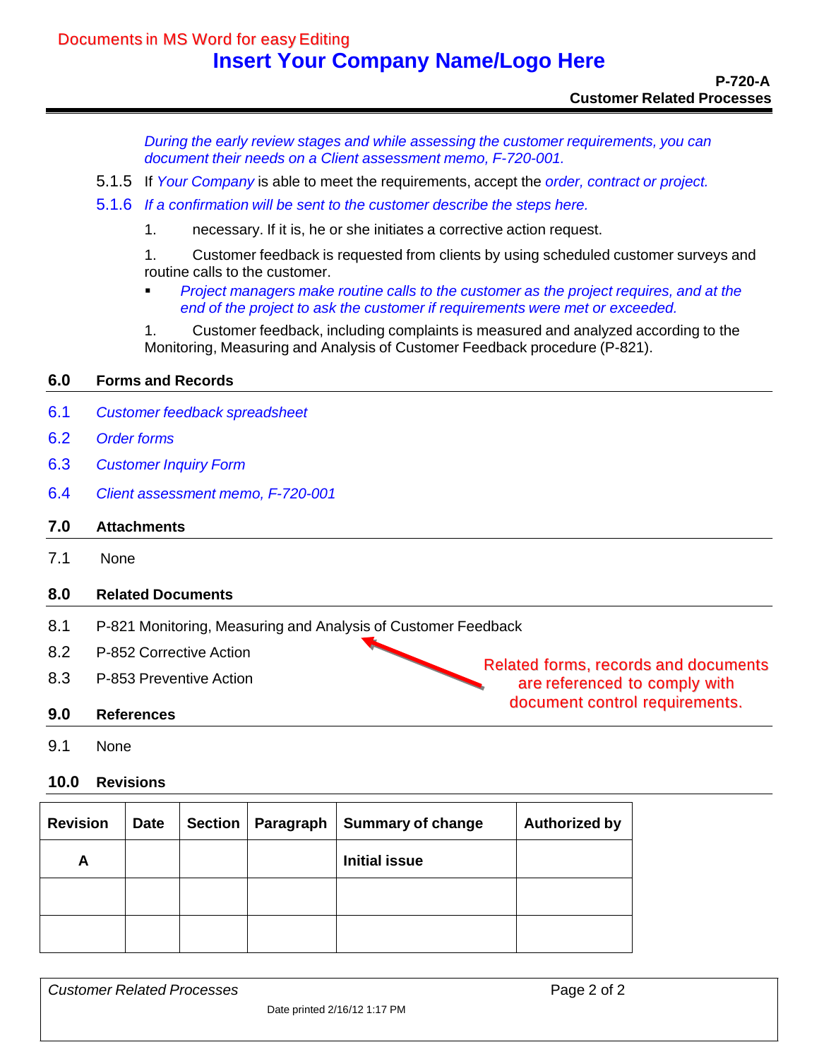*During the early review stages and while assessing the customer requirements, you can document their needs on a Client assessment memo, F-720-001.*

5.1.5 If *Your Company* is able to meet the requirements, accept the *order, contract or project.*

5.1.6 *If a confirmation will be sent to the customer describe the steps here.*

1. necessary. If it is, he or she initiates a corrective action request.

1. Customer feedback is requested from clients by using scheduled customer surveys and routine calls to the customer.

- *Project managers make routine calls to the customer as the project requires, and at the end of the project to ask the customer if requirements were met or exceeded.*

1. Customer feedback, including complaints is measured and analyzed according to the Monitoring, Measuring and Analysis of Customer Feedback procedure (P-821).

## 6.0 Forms and Records

6.1 *Customer feedback spreadsheet*

6.2 *Order forms*

6.3 *Customer Inquiry Form*

6.4 *Client assessment memo, F-720-001*

## 7.0 Attachments

7.1 None

## 8.0 Related Documents

8.1 P-821 Monitoring, Measuring and Analysis of Customer Feedback

8.2 P-852 Corrective Action

8.3 P-853 Preventive Action

Related forms, records and documents are referenced to comply with document control requirements.

## 9.0 References

9.1 None

## 10.0 Revisions

| Revision | Date | Section | Paragraph | Summary of change | Authorized by |
|---|---|---|---|---|---|
| **A** | | | | **Initial issue** | |
| | | | | | |
| | | | | | |

Date printed 2/16/12 1:17 PM